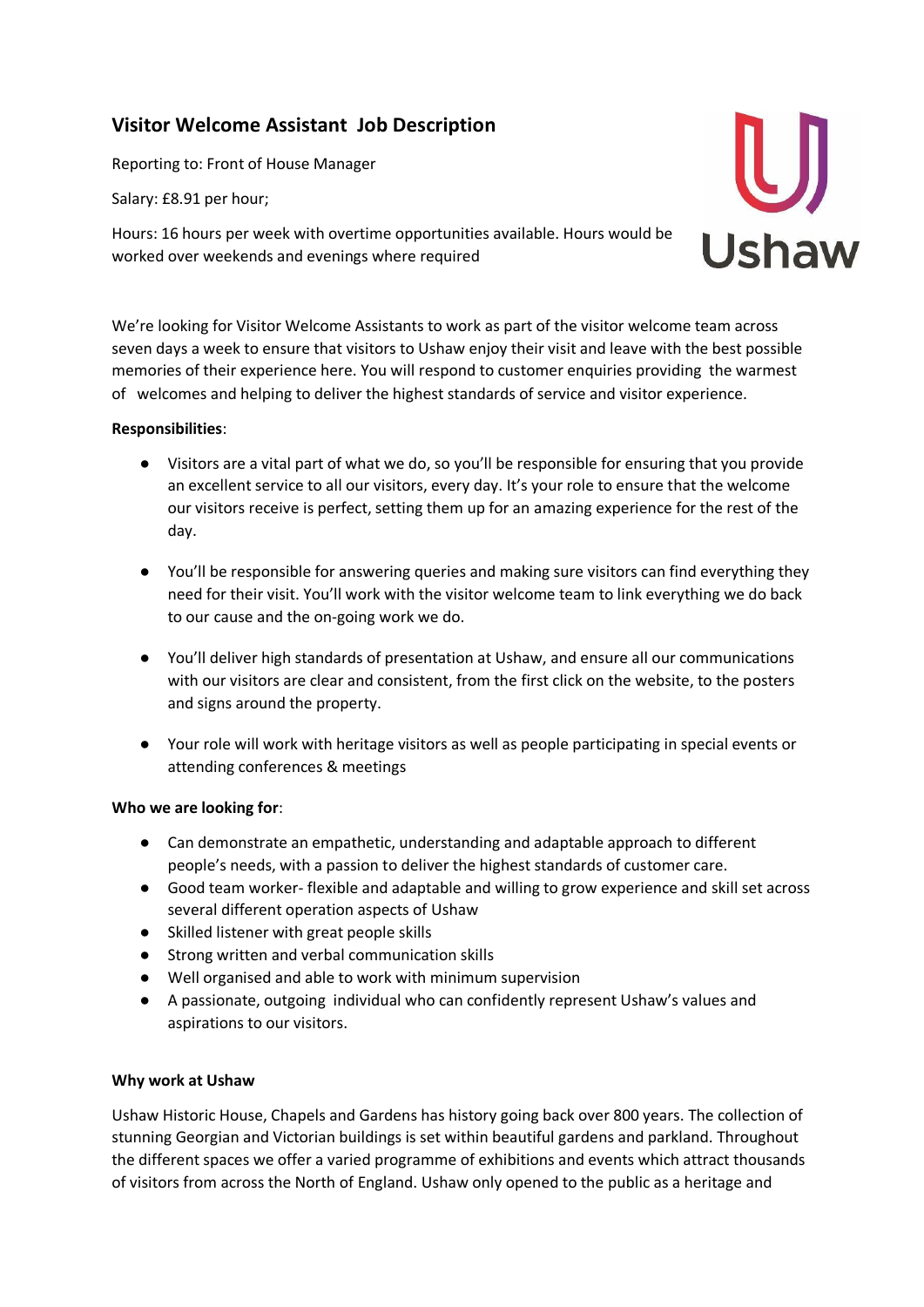# Visitor Welcome Assistant Job Description

Reporting to: Front of House Manager

Salary: £8.91 per hour;

Hours: 16 hours per week with overtime opportunities available. Hours would be worked over weekends and evenings where required

We're looking for Visitor Welcome Assistants to work as part of the visitor welcome team across seven days a week to ensure that visitors to Ushaw enjoy their visit and leave with the best possible memories of their experience here. You will respond to customer enquiries providing the warmest of welcomes and helping to deliver the highest standards of service and visitor experience.

**Responsibilities**:

- Visitors are a vital part of what we do, so you'll be responsible for ensuring that you provide an excellent service to all our visitors, every day. It's your role to ensure that the welcome our visitors receive is perfect, setting them up for an amazing experience for the rest of the day.
- You'll be responsible for answering queries and making sure visitors can find everything they need for their visit. You'll work with the visitor welcome team to link everything we do back to our cause and the on-going work we do.
- You'll deliver high standards of presentation at Ushaw, and ensure all our communications with our visitors are clear and consistent, from the first click on the website, to the posters and signs around the property.
- Your role will work with heritage visitors as well as people participating in special events or attending conferences & meetings

**Who we are looking for**:

- Can demonstrate an empathetic, understanding and adaptable approach to different people's needs, with a passion to deliver the highest standards of customer care.
- Good team worker- flexible and adaptable and willing to grow experience and skill set across several different operation aspects of Ushaw
- Skilled listener with great people skills
- Strong written and verbal communication skills
- Well organised and able to work with minimum supervision
- A passionate, outgoing individual who can confidently represent Ushaw's values and aspirations to our visitors.

**Why work at Ushaw**

Ushaw Historic House, Chapels and Gardens has history going back over 800 years. The collection of stunning Georgian and Victorian buildings is set within beautiful gardens and parkland. Throughout the different spaces we offer a varied programme of exhibitions and events which attract thousands of visitors from across the North of England. Ushaw only opened to the public as a heritage and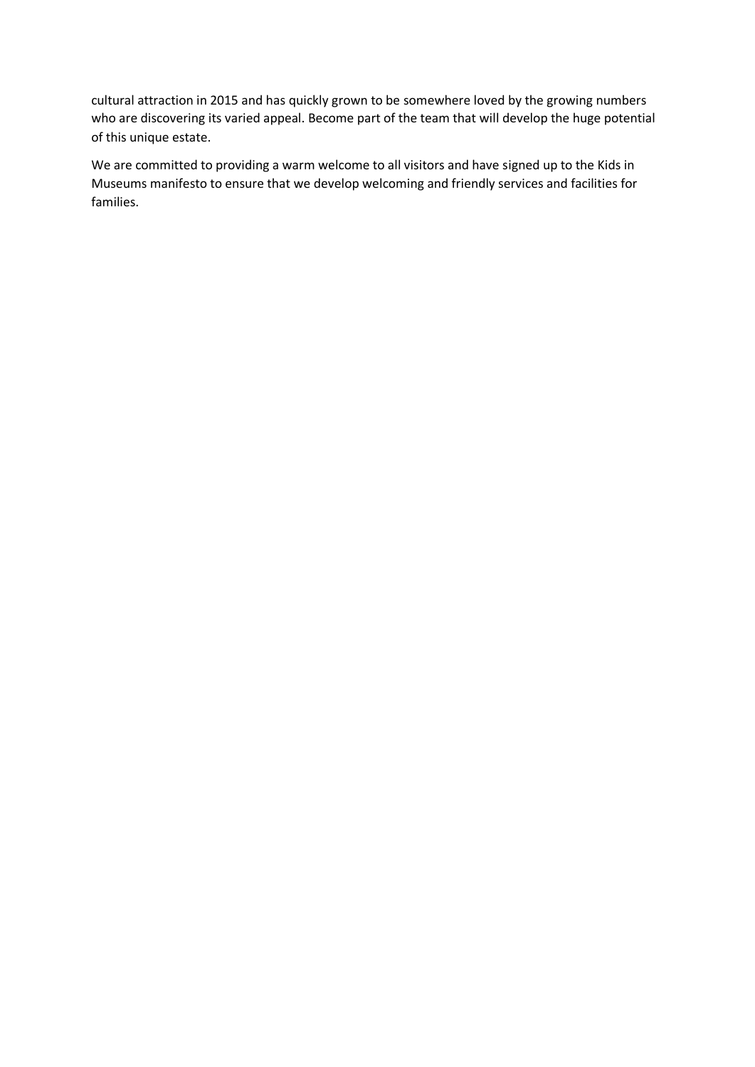cultural attraction in 2015 and has quickly grown to be somewhere loved by the growing numbers who are discovering its varied appeal. Become part of the team that will develop the huge potential of this unique estate.

We are committed to providing a warm welcome to all visitors and have signed up to the Kids in Museums manifesto to ensure that we develop welcoming and friendly services and facilities for families.